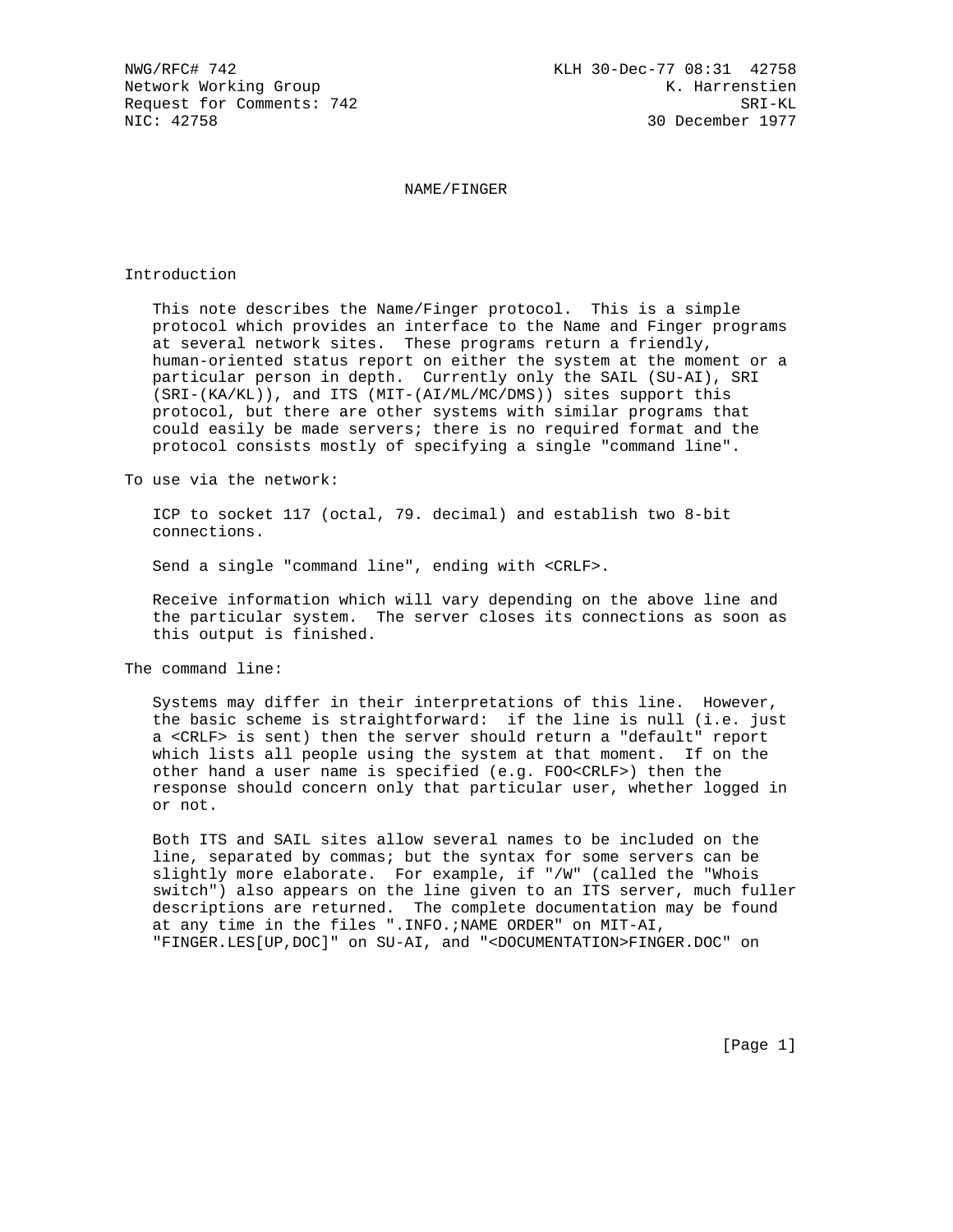NWG/RFC# 742 KLH 30-Dec-77 08:31 42758
Network Working Group K. Harrenstien
Request for Comments: 742 SRI-KL
NIC: 42758 30 December 1977

# NAME/FINGER

## Introduction

This note describes the Name/Finger protocol. This is a simple protocol which provides an interface to the Name and Finger programs at several network sites. These programs return a friendly, human-oriented status report on either the system at the moment or a particular person in depth. Currently only the SAIL (SU-AI), SRI (SRI-(KA/KL)), and ITS (MIT-(AI/ML/MC/DMS)) sites support this protocol, but there are other systems with similar programs that could easily be made servers; there is no required format and the protocol consists mostly of specifying a single "command line".

## To use via the network:

ICP to socket 117 (octal, 79. decimal) and establish two 8-bit connections.

Send a single "command line", ending with <CRLF>.

Receive information which will vary depending on the above line and the particular system. The server closes its connections as soon as this output is finished.

## The command line:

Systems may differ in their interpretations of this line. However, the basic scheme is straightforward: if the line is null (i.e. just a <CRLF> is sent) then the server should return a "default" report which lists all people using the system at that moment. If on the other hand a user name is specified (e.g. FOO<CRLF>) then the response should concern only that particular user, whether logged in or not.

Both ITS and SAIL sites allow several names to be included on the line, separated by commas; but the syntax for some servers can be slightly more elaborate. For example, if "/W" (called the "Whois switch") also appears on the line given to an ITS server, much fuller descriptions are returned. The complete documentation may be found at any time in the files ".INFO.;NAME ORDER" on MIT-AI, "FINGER.LES[UP,DOC]" on SU-AI, and "<DOCUMENTATION>FINGER.DOC" on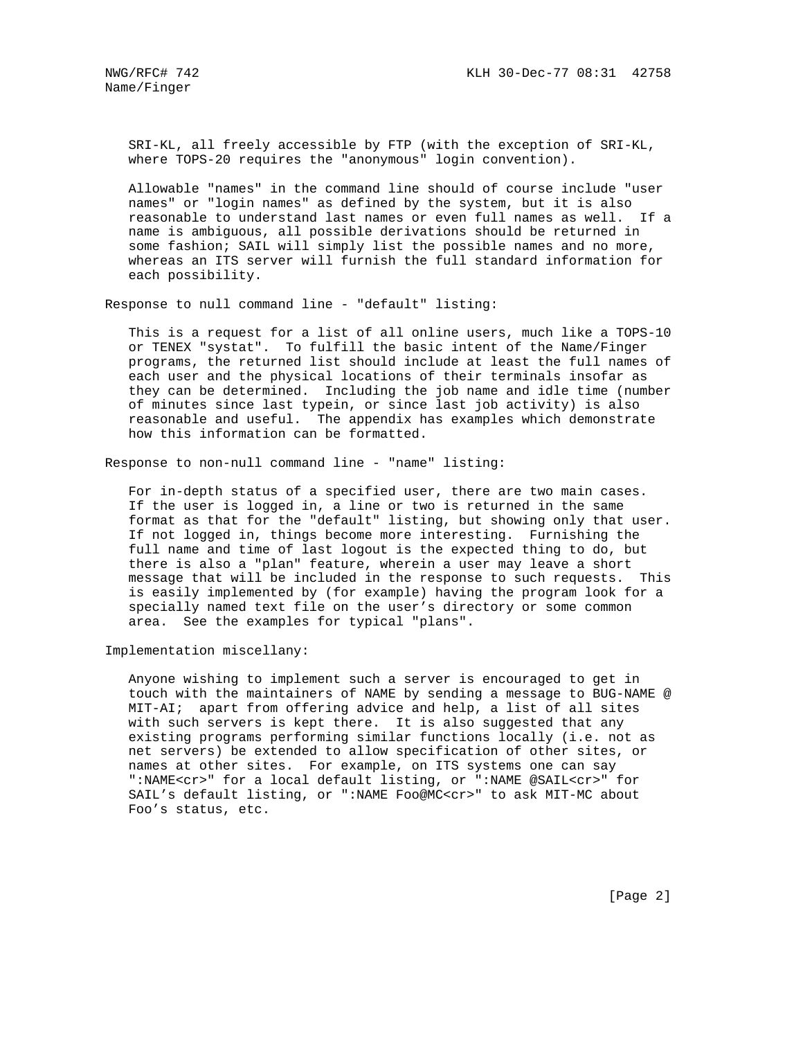SRI-KL, all freely accessible by FTP (with the exception of SRI-KL, where TOPS-20 requires the "anonymous" login convention).

Allowable "names" in the command line should of course include "user names" or "login names" as defined by the system, but it is also reasonable to understand last names or even full names as well. If a name is ambiguous, all possible derivations should be returned in some fashion; SAIL will simply list the possible names and no more, whereas an ITS server will furnish the full standard information for each possibility.

Response to null command line - "default" listing:

This is a request for a list of all online users, much like a TOPS-10 or TENEX "systat". To fulfill the basic intent of the Name/Finger programs, the returned list should include at least the full names of each user and the physical locations of their terminals insofar as they can be determined. Including the job name and idle time (number of minutes since last typein, or since last job activity) is also reasonable and useful. The appendix has examples which demonstrate how this information can be formatted.

Response to non-null command line - "name" listing:

For in-depth status of a specified user, there are two main cases. If the user is logged in, a line or two is returned in the same format as that for the "default" listing, but showing only that user. If not logged in, things become more interesting. Furnishing the full name and time of last logout is the expected thing to do, but there is also a "plan" feature, wherein a user may leave a short message that will be included in the response to such requests. This is easily implemented by (for example) having the program look for a specially named text file on the user's directory or some common area. See the examples for typical "plans".

Implementation miscellany:

Anyone wishing to implement such a server is encouraged to get in touch with the maintainers of NAME by sending a message to BUG-NAME @ MIT-AI; apart from offering advice and help, a list of all sites with such servers is kept there. It is also suggested that any existing programs performing similar functions locally (i.e. not as net servers) be extended to allow specification of other sites, or names at other sites. For example, on ITS systems one can say ":NAME<cr>" for a local default listing, or ":NAME @SAIL<cr>" for SAIL's default listing, or ":NAME Foo@MC<cr>" to ask MIT-MC about Foo's status, etc.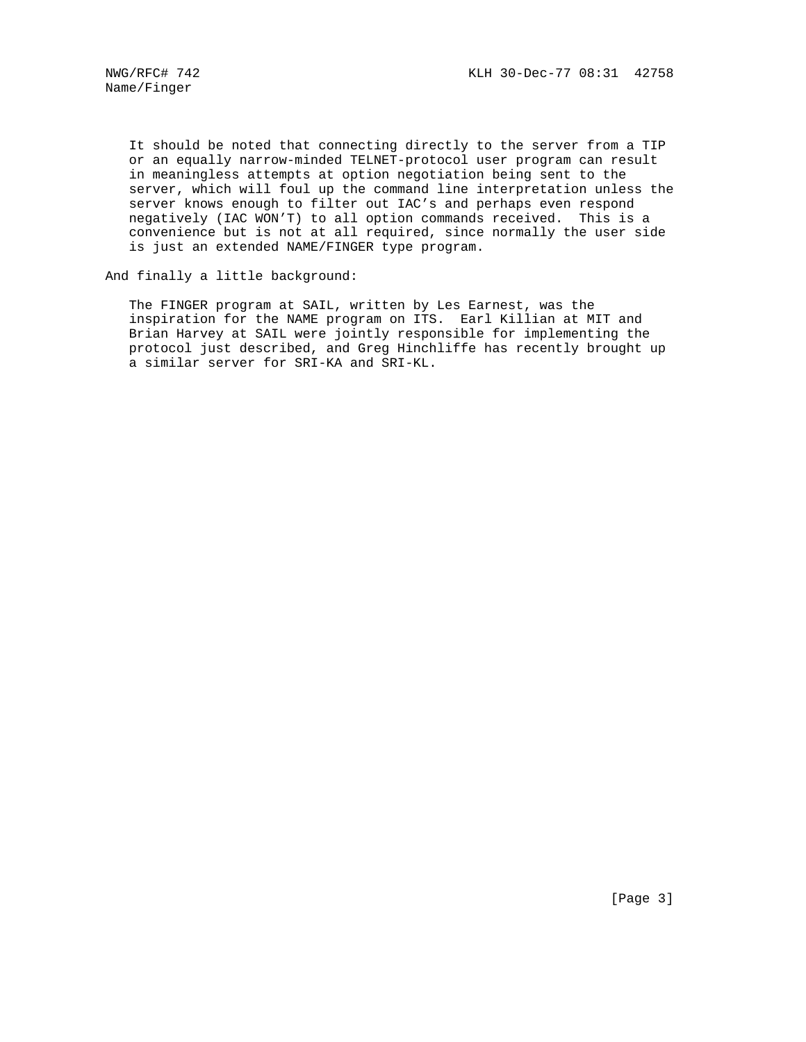It should be noted that connecting directly to the server from a TIP or an equally narrow-minded TELNET-protocol user program can result in meaningless attempts at option negotiation being sent to the server, which will foul up the command line interpretation unless the server knows enough to filter out IAC's and perhaps even respond negatively (IAC WON'T) to all option commands received. This is a convenience but is not at all required, since normally the user side is just an extended NAME/FINGER type program.

And finally a little background:

The FINGER program at SAIL, written by Les Earnest, was the inspiration for the NAME program on ITS. Earl Killian at MIT and Brian Harvey at SAIL were jointly responsible for implementing the protocol just described, and Greg Hinchliffe has recently brought up a similar server for SRI-KA and SRI-KL.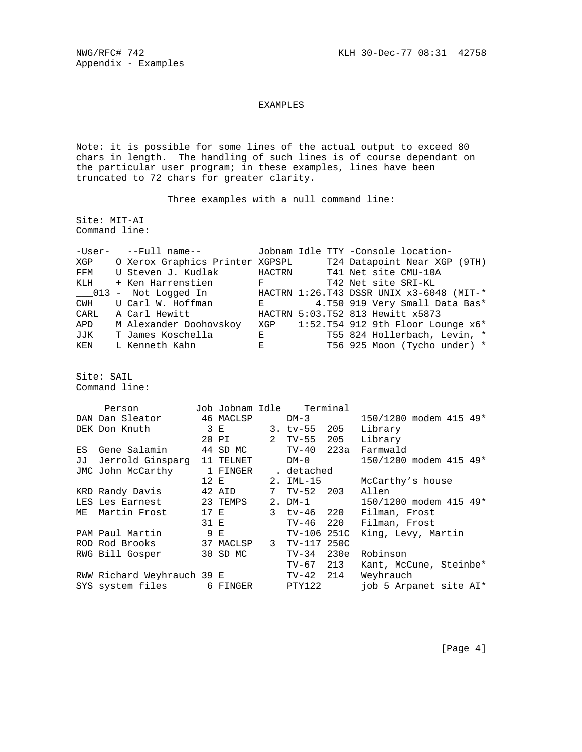Appendix - Examples

# EXAMPLES

Note: it is possible for some lines of the actual output to exceed 80 chars in length. The handling of such lines is of course dependant on the particular user program; in these examples, lines have been truncated to 72 chars for greater clarity.

Three examples with a null command line:

Site: MIT-AI
Command line:

```
-User-   --Full name--          Jobnam Idle TTY -Console location-
XGP    O Xerox Graphics Printer XGPSPL      T24 Datapoint Near XGP (9TH)
FFM    U Steven J. Kudlak       HACTRN      T41 Net site CMU-10A
KLH    + Ken Harrenstien        F           T42 Net site SRI-KL
___013 -  Not Logged In         HACTRN 1:26.T43 DSSR UNIX x3-6048 (MIT-*
CWH    U Carl W. Hoffman        E         4.T50 919 Very Small Data Bas*
CARL   A Carl Hewitt            HACTRN 5:03.T52 813 Hewitt x5873
APD    M Alexander Doohovskoy   XGP    1:52.T54 912 9th Floor Lounge x6*
JJK    T James Koschella        E           T55 824 Hollerbach, Levin, *
KEN    L Kenneth Kahn           E           T56 925 Moon (Tycho under) *
```

Site: SAIL
Command line:

```
    Person          Job Jobnam Idle    Terminal
DAN Dan Sleator      46 MACLSP      DM-3           150/1200 modem 415 49*
DEK Don Knuth         3 E        3. tv-55  205    Library
                     20 PI       2  TV-55  205    Library
ES  Gene Salamin     44 SD MC       TV-40  223a   Farmwald
JJ  Jerrold Ginsparg  11 TELNET     DM-0           150/1200 modem 415 49*
JMC John McCarthy     1 FINGER    . detached
                     12 E        2. IML-15         McCarthy's house
KRD Randy Davis      42 AID      7  TV-52  203    Allen
LES Les Earnest      23 TEMPS    2. DM-1           150/1200 modem 415 49*
ME  Martin Frost     17 E        3  tv-46  220    Filman, Frost
                     31 E           TV-46  220    Filman, Frost
PAM Paul Martin       9 E           TV-106 251C   King, Levy, Martin
ROD Rod Brooks       37 MACLSP   3  TV-117 250C
RWG Bill Gosper      30 SD MC       TV-34  230e   Robinson
                                    TV-67  213    Kant, McCune, Steinbe*
RWW Richard Weyhrauch 39 E          TV-42  214    Weyhrauch
SYS system files      6 FINGER      PTY122         job 5 Arpanet site AI*
```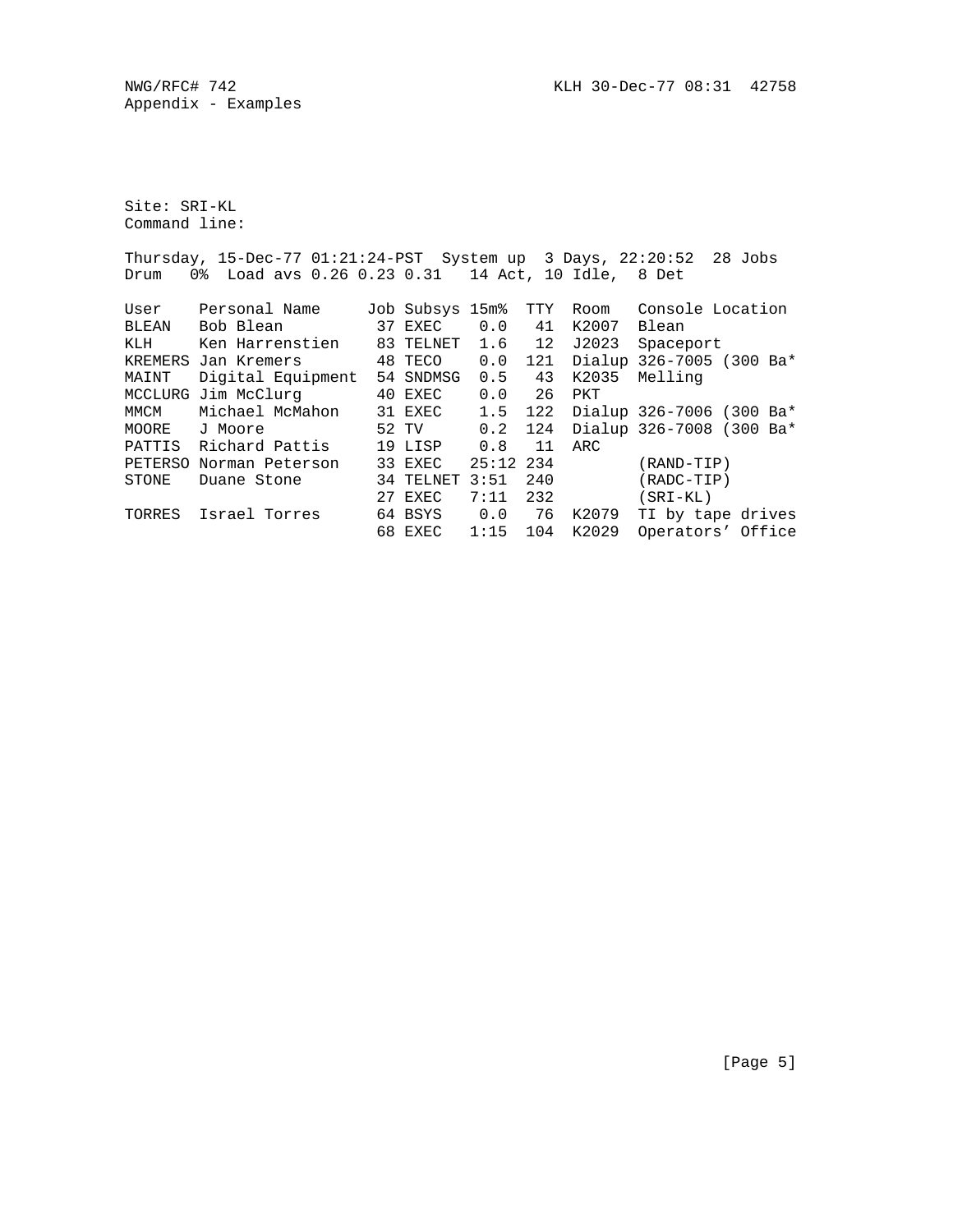```
Site: SRI-KL
Command line:

Thursday, 15-Dec-77 01:21:24-PST  System up  3 Days, 22:20:52  28 Jobs
Drum   0%  Load avs 0.26 0.23 0.31   14 Act, 10 Idle,  8 Det

User    Personal Name     Job Subsys 15m%  TTY  Room   Console Location
BLEAN   Bob Blean          37 EXEC    0.0   41  K2007  Blean
KLH     Ken Harrenstien    83 TELNET  1.6   12  J2023  Spaceport
KREMERS Jan Kremers        48 TECO    0.0  121  Dialup 326-7005 (300 Ba*
MAINT   Digital Equipment  54 SNDMSG  0.5   43  K2035  Melling
MCCLURG Jim McClurg        40 EXEC    0.0   26  PKT
MMCM    Michael McMahon    31 EXEC    1.5  122  Dialup 326-7006 (300 Ba*
MOORE   J Moore            52 TV      0.2  124  Dialup 326-7008 (300 Ba*
PATTIS  Richard Pattis     19 LISP    0.8   11  ARC
PETERSO Norman Peterson    33 EXEC   25:12 234         (RAND-TIP)
STONE   Duane Stone        34 TELNET 3:51  240         (RADC-TIP)
                           27 EXEC   7:11  232         (SRI-KL)
TORRES  Israel Torres      64 BSYS    0.0   76  K2079  TI by tape drives
                           68 EXEC   1:15  104  K2029  Operators' Office
```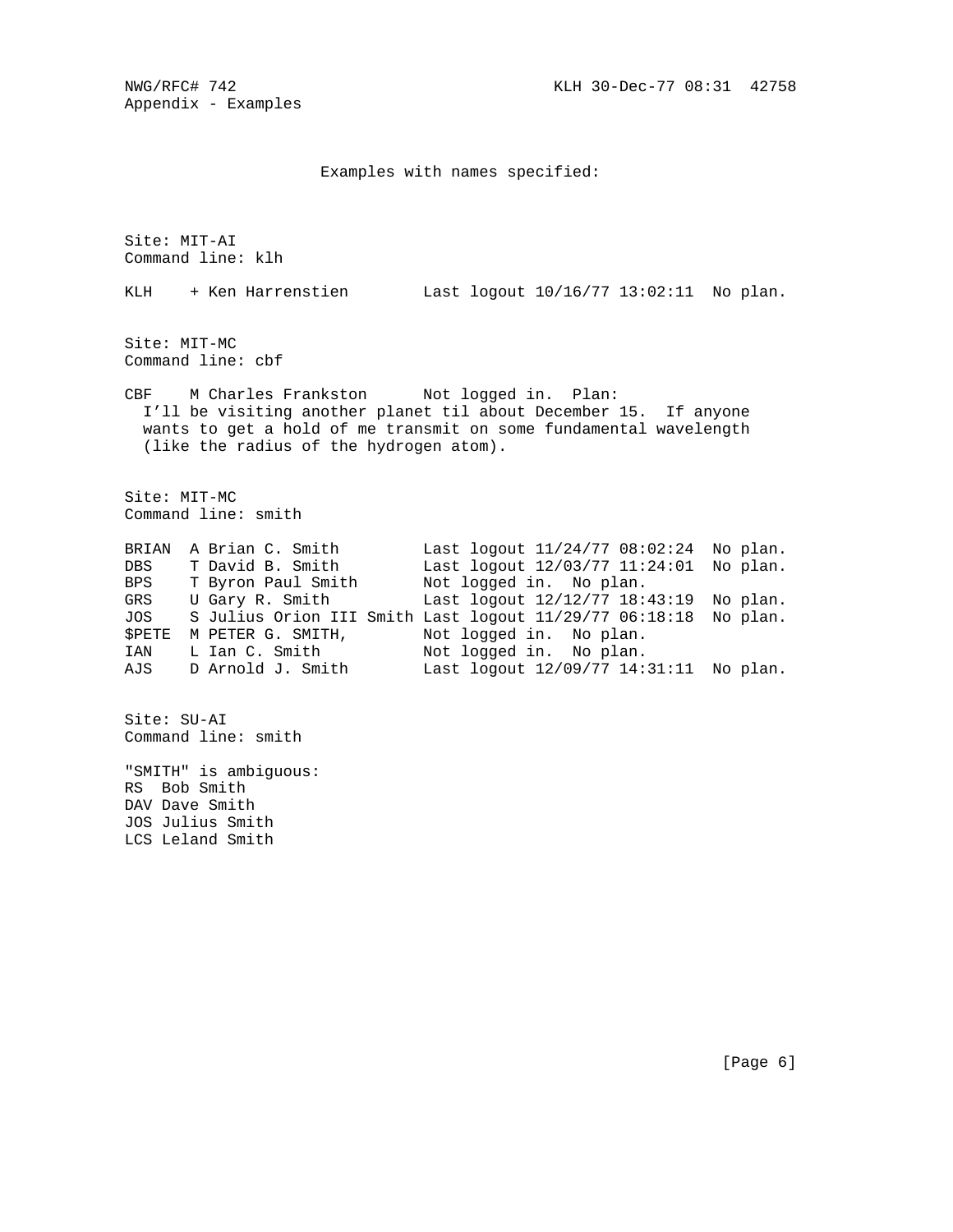Appendix - Examples

Examples with names specified:

```
Site: MIT-AI
Command line: klh

KLH    + Ken Harrenstien        Last logout 10/16/77 13:02:11  No plan.


Site: MIT-MC
Command line: cbf

CBF    M Charles Frankston      Not logged in.  Plan:
  I'll be visiting another planet til about December 15.  If anyone
  wants to get a hold of me transmit on some fundamental wavelength
  (like the radius of the hydrogen atom).


Site: MIT-MC
Command line: smith

BRIAN  A Brian C. Smith         Last logout 11/24/77 08:02:24  No plan.
DBS    T David B. Smith         Last logout 12/03/77 11:24:01  No plan.
BPS    T Byron Paul Smith       Not logged in.  No plan.
GRS    U Gary R. Smith          Last logout 12/12/77 18:43:19  No plan.
JOS    S Julius Orion III Smith Last logout 11/29/77 06:18:18  No plan.
$PETE  M PETER G. SMITH,        Not logged in.  No plan.
IAN    L Ian C. Smith           Not logged in.  No plan.
AJS    D Arnold J. Smith        Last logout 12/09/77 14:31:11  No plan.


Site: SU-AI
Command line: smith

"SMITH" is ambiguous:
RS  Bob Smith
DAV Dave Smith
JOS Julius Smith
LCS Leland Smith
```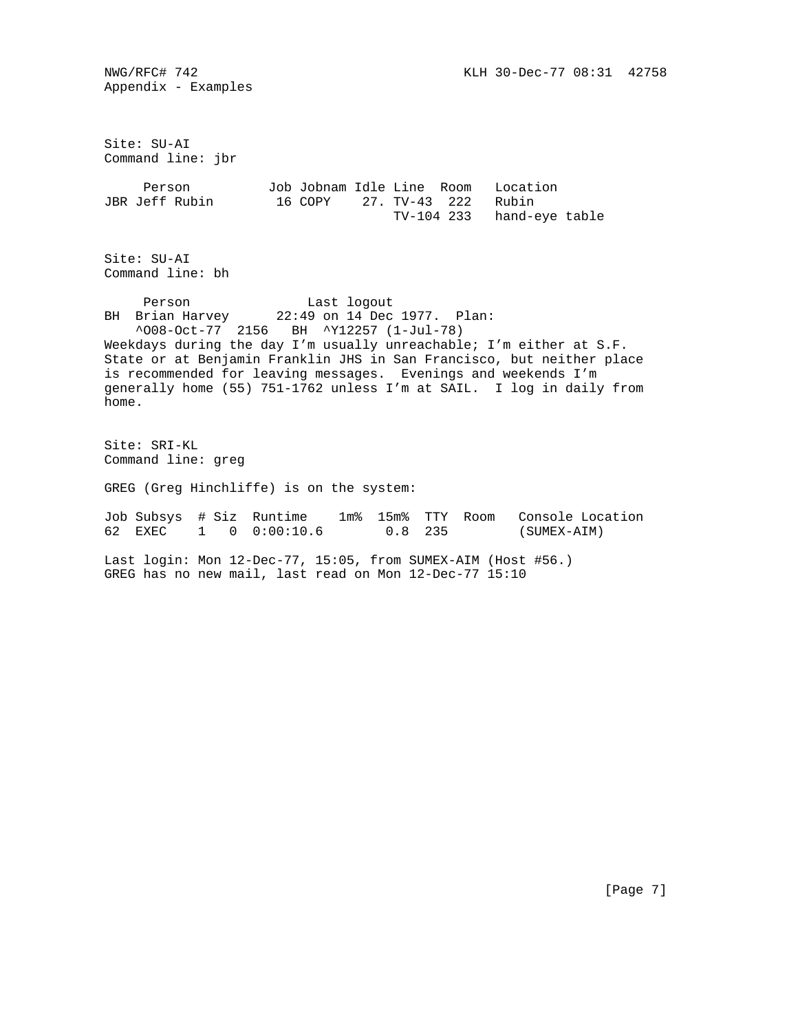Appendix - Examples

```
Site: SU-AI
Command line: jbr

     Person          Job Jobnam Idle Line  Room   Location
JBR Jeff Rubin        16 COPY    27. TV-43  222   Rubin
                                     TV-104 233   hand-eye table


Site: SU-AI
Command line: bh

     Person               Last logout
BH  Brian Harvey      22:49 on 14 Dec 1977.  Plan:
    ^O08-Oct-77  2156   BH  ^Y12257 (1-Jul-78)
Weekdays during the day I'm usually unreachable; I'm either at S.F.
State or at Benjamin Franklin JHS in San Francisco, but neither place
is recommended for leaving messages.  Evenings and weekends I'm
generally home (55) 751-1762 unless I'm at SAIL.  I log in daily from
home.


Site: SRI-KL
Command line: greg

GREG (Greg Hinchliffe) is on the system:

Job Subsys  # Siz  Runtime    1m%  15m%  TTY  Room   Console Location
62  EXEC    1   0  0:00:10.6        0.8  235         (SUMEX-AIM)

Last login: Mon 12-Dec-77, 15:05, from SUMEX-AIM (Host #56.)
GREG has no new mail, last read on Mon 12-Dec-77 15:10
```